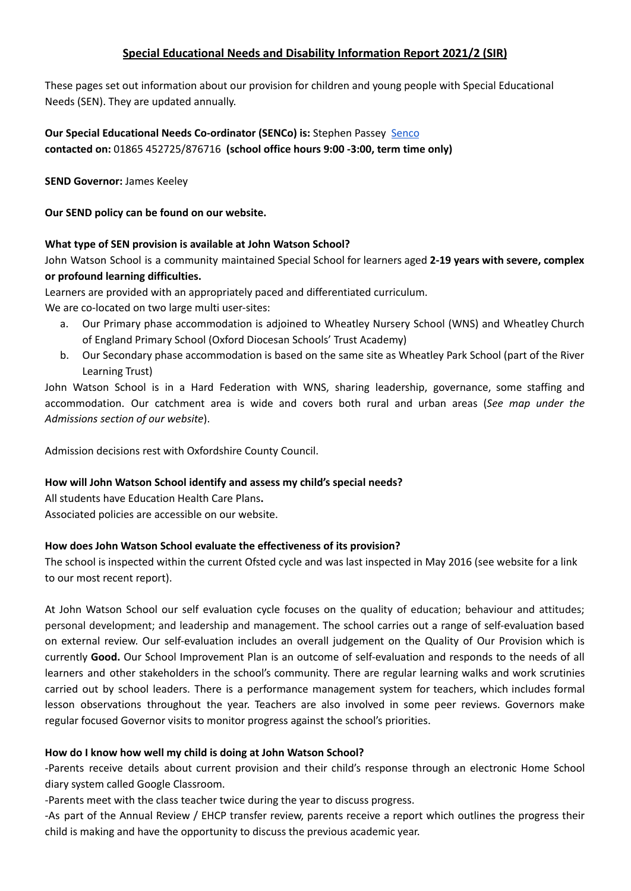# Special Educational Needs and Disability Information Report 2021/2 (SIR)

These pages set out information about our provision for children and young people with Special Educational Needs (SEN). They are updated annually.

**Our Special Educational Needs Co-ordinator (SENCo) is:** Stephen Passey [Senco]
**contacted on:** 01865 452725/876716 **(school office hours 9:00 -3:00, term time only)**

**SEND Governor:** James Keeley

**Our SEND policy can be found on our website.**

**What type of SEN provision is available at John Watson School?**

John Watson School is a community maintained Special School for learners aged **2-19 years with severe, complex or profound learning difficulties.**

Learners are provided with an appropriately paced and differentiated curriculum.

We are co-located on two large multi user-sites:

a. Our Primary phase accommodation is adjoined to Wheatley Nursery School (WNS) and Wheatley Church of England Primary School (Oxford Diocesan Schools' Trust Academy)
b. Our Secondary phase accommodation is based on the same site as Wheatley Park School (part of the River Learning Trust)

John Watson School is in a Hard Federation with WNS, sharing leadership, governance, some staffing and accommodation. Our catchment area is wide and covers both rural and urban areas (*See map under the Admissions section of our website*).

Admission decisions rest with Oxfordshire County Council.

**How will John Watson School identify and assess my child's special needs?**

All students have Education Health Care Plans**.**

Associated policies are accessible on our website.

**How does John Watson School evaluate the effectiveness of its provision?**

The school is inspected within the current Ofsted cycle and was last inspected in May 2016 (see website for a link to our most recent report).

At John Watson School our self evaluation cycle focuses on the quality of education; behaviour and attitudes; personal development; and leadership and management. The school carries out a range of self-evaluation based on external review. Our self-evaluation includes an overall judgement on the Quality of Our Provision which is currently **Good.** Our School Improvement Plan is an outcome of self-evaluation and responds to the needs of all learners and other stakeholders in the school's community. There are regular learning walks and work scrutinies carried out by school leaders. There is a performance management system for teachers, which includes formal lesson observations throughout the year. Teachers are also involved in some peer reviews. Governors make regular focused Governor visits to monitor progress against the school's priorities.

**How do I know how well my child is doing at John Watson School?**

-Parents receive details about current provision and their child's response through an electronic Home School diary system called Google Classroom.

-Parents meet with the class teacher twice during the year to discuss progress.

-As part of the Annual Review / EHCP transfer review, parents receive a report which outlines the progress their child is making and have the opportunity to discuss the previous academic year.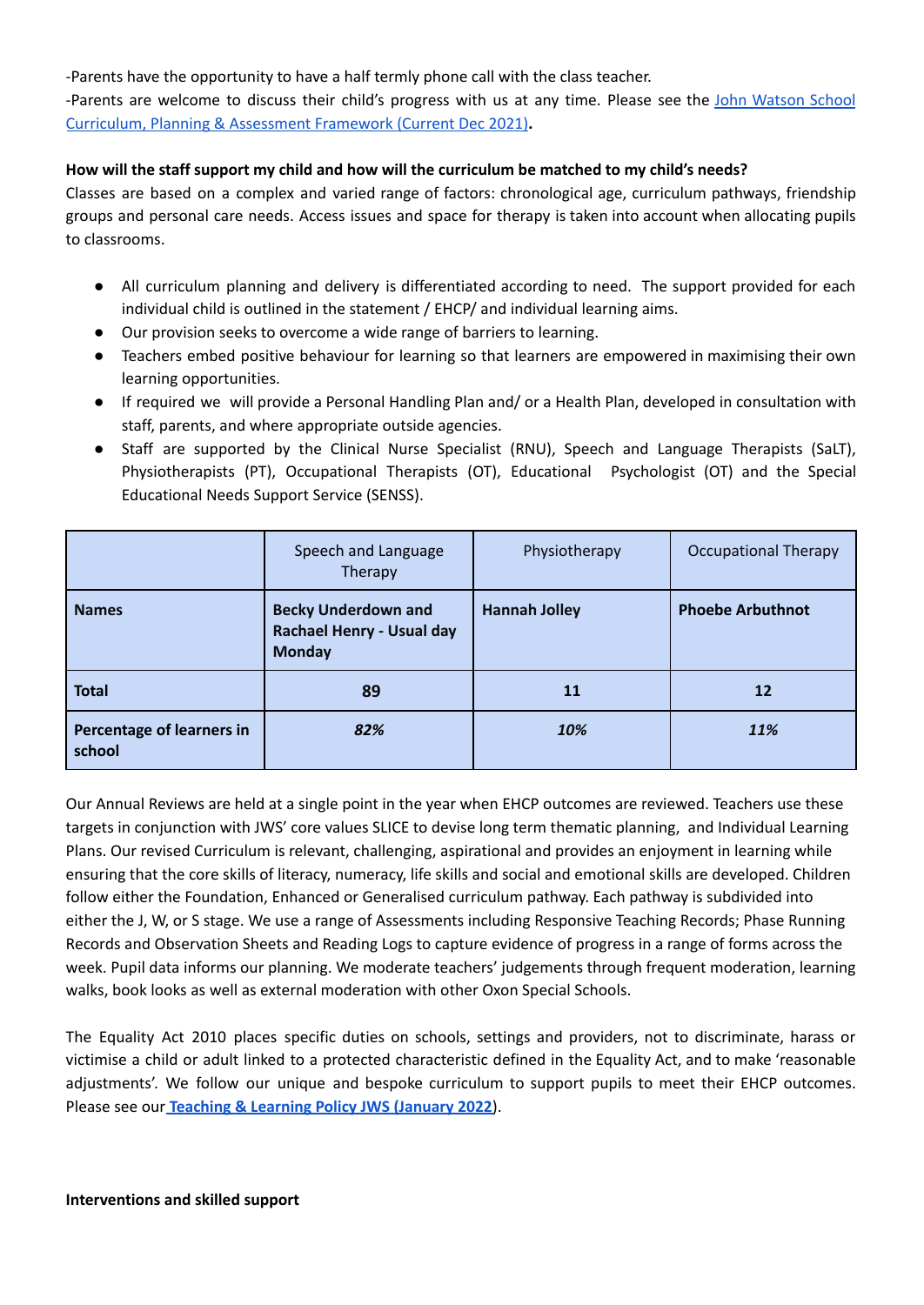-Parents have the opportunity to have a half termly phone call with the class teacher.
-Parents are welcome to discuss their child's progress with us at any time. Please see the [John Watson School Curriculum, Planning & Assessment Framework (Current Dec 2021)](#).

**How will the staff support my child and how will the curriculum be matched to my child's needs?**

Classes are based on a complex and varied range of factors: chronological age, curriculum pathways, friendship groups and personal care needs. Access issues and space for therapy is taken into account when allocating pupils to classrooms.

- All curriculum planning and delivery is differentiated according to need. The support provided for each individual child is outlined in the statement / EHCP/ and individual learning aims.
- Our provision seeks to overcome a wide range of barriers to learning.
- Teachers embed positive behaviour for learning so that learners are empowered in maximising their own learning opportunities.
- If required we will provide a Personal Handling Plan and/ or a Health Plan, developed in consultation with staff, parents, and where appropriate outside agencies.
- Staff are supported by the Clinical Nurse Specialist (RNU), Speech and Language Therapists (SaLT), Physiotherapists (PT), Occupational Therapists (OT), Educational Psychologist (OT) and the Special Educational Needs Support Service (SENSS).

| | Speech and Language Therapy | Physiotherapy | Occupational Therapy |
|---|---|---|---|
| **Names** | **Becky Underdown and Rachael Henry - Usual day Monday** | **Hannah Jolley** | **Phoebe Arbuthnot** |
| **Total** | **89** | **11** | **12** |
| **Percentage of learners in school** | ***82%*** | ***10%*** | ***11%*** |

Our Annual Reviews are held at a single point in the year when EHCP outcomes are reviewed. Teachers use these targets in conjunction with JWS' core values SLICE to devise long term thematic planning, and Individual Learning Plans. Our revised Curriculum is relevant, challenging, aspirational and provides an enjoyment in learning while ensuring that the core skills of literacy, numeracy, life skills and social and emotional skills are developed. Children follow either the Foundation, Enhanced or Generalised curriculum pathway. Each pathway is subdivided into either the J, W, or S stage. We use a range of Assessments including Responsive Teaching Records; Phase Running Records and Observation Sheets and Reading Logs to capture evidence of progress in a range of forms across the week. Pupil data informs our planning. We moderate teachers' judgements through frequent moderation, learning walks, book looks as well as external moderation with other Oxon Special Schools.

The Equality Act 2010 places specific duties on schools, settings and providers, not to discriminate, harass or victimise a child or adult linked to a protected characteristic defined in the Equality Act, and to make 'reasonable adjustments'. We follow our unique and bespoke curriculum to support pupils to meet their EHCP outcomes. Please see our **[Teaching & Learning Policy JWS (January 2022)](#)**.

**Interventions and skilled support**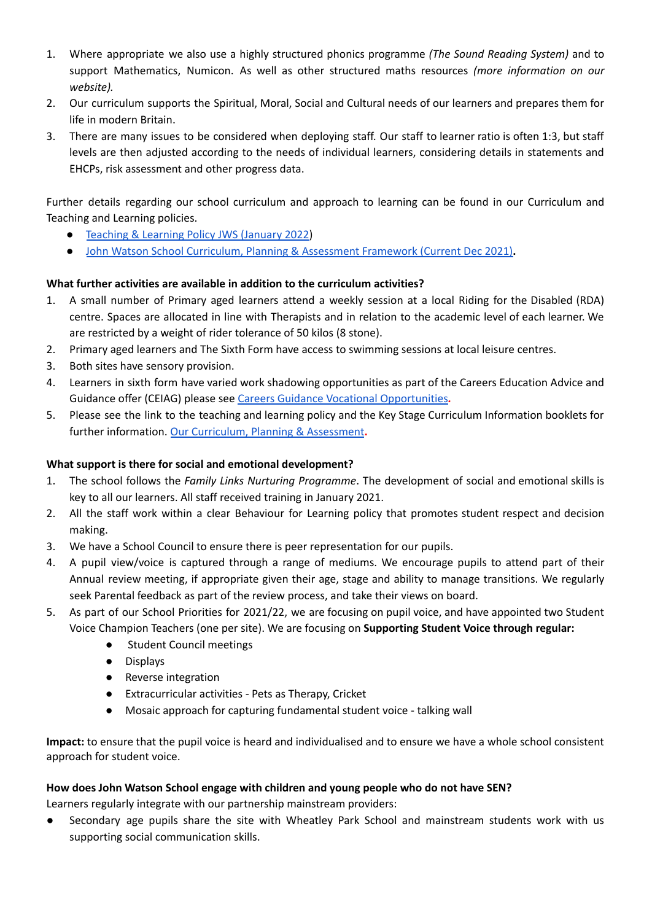1. Where appropriate we also use a highly structured phonics programme *(The Sound Reading System)* and to support Mathematics, Numicon. As well as other structured maths resources *(more information on our website).*
2. Our curriculum supports the Spiritual, Moral, Social and Cultural needs of our learners and prepares them for life in modern Britain.
3. There are many issues to be considered when deploying staff. Our staff to learner ratio is often 1:3, but staff levels are then adjusted according to the needs of individual learners, considering details in statements and EHCPs, risk assessment and other progress data.

Further details regarding our school curriculum and approach to learning can be found in our Curriculum and Teaching and Learning policies.

- Teaching & Learning Policy JWS (January 2022)
- John Watson School Curriculum, Planning & Assessment Framework (Current Dec 2021).

**What further activities are available in addition to the curriculum activities?**

1. A small number of Primary aged learners attend a weekly session at a local Riding for the Disabled (RDA) centre. Spaces are allocated in line with Therapists and in relation to the academic level of each learner. We are restricted by a weight of rider tolerance of 50 kilos (8 stone).
2. Primary aged learners and The Sixth Form have access to swimming sessions at local leisure centres.
3. Both sites have sensory provision.
4. Learners in sixth form have varied work shadowing opportunities as part of the Careers Education Advice and Guidance offer (CEIAG) please see Careers Guidance Vocational Opportunities.
5. Please see the link to the teaching and learning policy and the Key Stage Curriculum Information booklets for further information. Our Curriculum, Planning & Assessment.

**What support is there for social and emotional development?**

1. The school follows the *Family Links Nurturing Programme*. The development of social and emotional skills is key to all our learners. All staff received training in January 2021.
2. All the staff work within a clear Behaviour for Learning policy that promotes student respect and decision making.
3. We have a School Council to ensure there is peer representation for our pupils.
4. A pupil view/voice is captured through a range of mediums. We encourage pupils to attend part of their Annual review meeting, if appropriate given their age, stage and ability to manage transitions. We regularly seek Parental feedback as part of the review process, and take their views on board.
5. As part of our School Priorities for 2021/22, we are focusing on pupil voice, and have appointed two Student Voice Champion Teachers (one per site). We are focusing on **Supporting Student Voice through regular:**
    - Student Council meetings
    - Displays
    - Reverse integration
    - Extracurricular activities - Pets as Therapy, Cricket
    - Mosaic approach for capturing fundamental student voice - talking wall

**Impact:** to ensure that the pupil voice is heard and individualised and to ensure we have a whole school consistent approach for student voice.

**How does John Watson School engage with children and young people who do not have SEN?**

Learners regularly integrate with our partnership mainstream providers:

- Secondary age pupils share the site with Wheatley Park School and mainstream students work with us supporting social communication skills.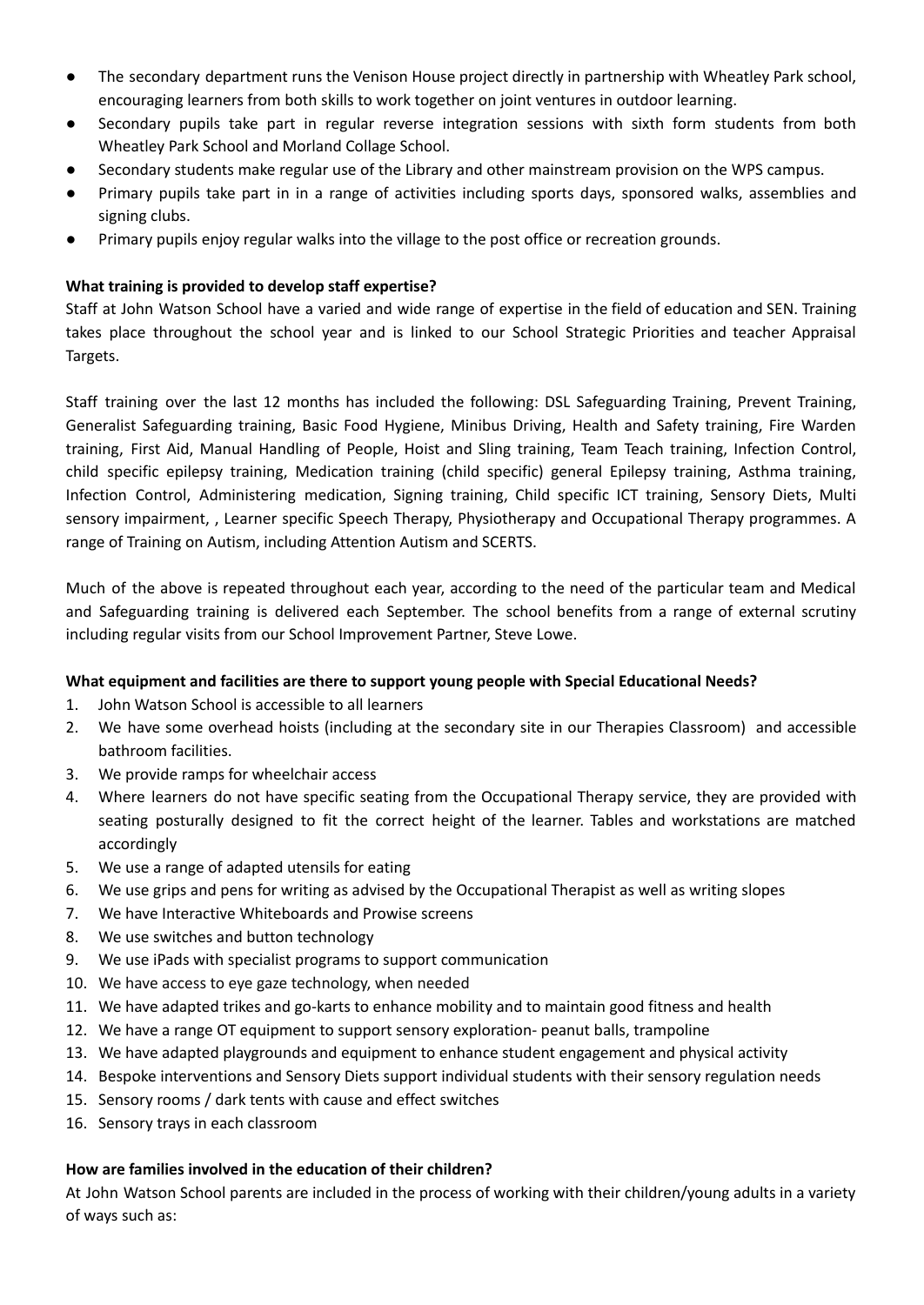- The secondary department runs the Venison House project directly in partnership with Wheatley Park school, encouraging learners from both skills to work together on joint ventures in outdoor learning.
- Secondary pupils take part in regular reverse integration sessions with sixth form students from both Wheatley Park School and Morland Collage School.
- Secondary students make regular use of the Library and other mainstream provision on the WPS campus.
- Primary pupils take part in in a range of activities including sports days, sponsored walks, assemblies and signing clubs.
- Primary pupils enjoy regular walks into the village to the post office or recreation grounds.

**What training is provided to develop staff expertise?**

Staff at John Watson School have a varied and wide range of expertise in the field of education and SEN. Training takes place throughout the school year and is linked to our School Strategic Priorities and teacher Appraisal Targets.

Staff training over the last 12 months has included the following: DSL Safeguarding Training, Prevent Training, Generalist Safeguarding training, Basic Food Hygiene, Minibus Driving, Health and Safety training, Fire Warden training, First Aid, Manual Handling of People, Hoist and Sling training, Team Teach training, Infection Control, child specific epilepsy training, Medication training (child specific) general Epilepsy training, Asthma training, Infection Control, Administering medication, Signing training, Child specific ICT training, Sensory Diets, Multi sensory impairment, , Learner specific Speech Therapy, Physiotherapy and Occupational Therapy programmes. A range of Training on Autism, including Attention Autism and SCERTS.

Much of the above is repeated throughout each year, according to the need of the particular team and Medical and Safeguarding training is delivered each September. The school benefits from a range of external scrutiny including regular visits from our School Improvement Partner, Steve Lowe.

**What equipment and facilities are there to support young people with Special Educational Needs?**

1. John Watson School is accessible to all learners
2. We have some overhead hoists (including at the secondary site in our Therapies Classroom) and accessible bathroom facilities.
3. We provide ramps for wheelchair access
4. Where learners do not have specific seating from the Occupational Therapy service, they are provided with seating posturally designed to fit the correct height of the learner. Tables and workstations are matched accordingly
5. We use a range of adapted utensils for eating
6. We use grips and pens for writing as advised by the Occupational Therapist as well as writing slopes
7. We have Interactive Whiteboards and Prowise screens
8. We use switches and button technology
9. We use iPads with specialist programs to support communication
10. We have access to eye gaze technology, when needed
11. We have adapted trikes and go-karts to enhance mobility and to maintain good fitness and health
12. We have a range OT equipment to support sensory exploration- peanut balls, trampoline
13. We have adapted playgrounds and equipment to enhance student engagement and physical activity
14. Bespoke interventions and Sensory Diets support individual students with their sensory regulation needs
15. Sensory rooms / dark tents with cause and effect switches
16. Sensory trays in each classroom

**How are families involved in the education of their children?**

At John Watson School parents are included in the process of working with their children/young adults in a variety of ways such as: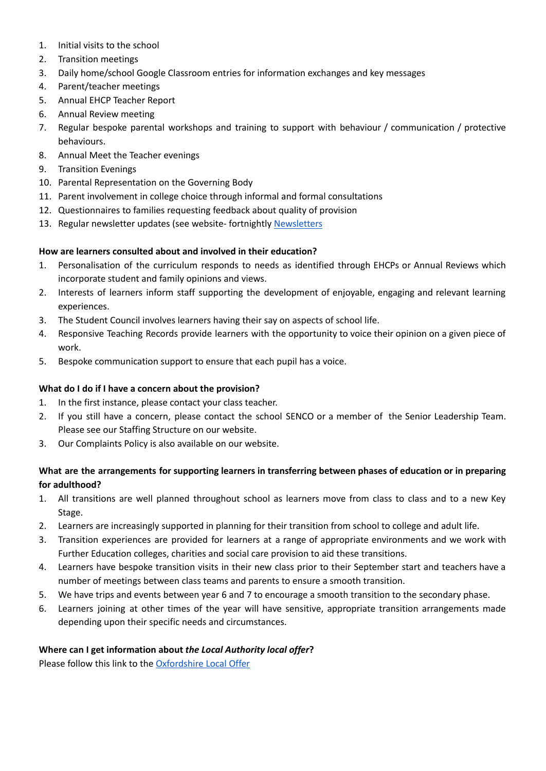1. Initial visits to the school
2. Transition meetings
3. Daily home/school Google Classroom entries for information exchanges and key messages
4. Parent/teacher meetings
5. Annual EHCP Teacher Report
6. Annual Review meeting
7. Regular bespoke parental workshops and training to support with behaviour / communication / protective behaviours.
8. Annual Meet the Teacher evenings
9. Transition Evenings
10. Parental Representation on the Governing Body
11. Parent involvement in college choice through informal and formal consultations
12. Questionnaires to families requesting feedback about quality of provision
13. Regular newsletter updates (see website- fortnightly Newsletters

**How are learners consulted about and involved in their education?**

1. Personalisation of the curriculum responds to needs as identified through EHCPs or Annual Reviews which incorporate student and family opinions and views.
2. Interests of learners inform staff supporting the development of enjoyable, engaging and relevant learning experiences.
3. The Student Council involves learners having their say on aspects of school life.
4. Responsive Teaching Records provide learners with the opportunity to voice their opinion on a given piece of work.
5. Bespoke communication support to ensure that each pupil has a voice.

**What do I do if I have a concern about the provision?**

1. In the first instance, please contact your class teacher.
2. If you still have a concern, please contact the school SENCO or a member of the Senior Leadership Team. Please see our Staffing Structure on our website.
3. Our Complaints Policy is also available on our website.

**What are the arrangements for supporting learners in transferring between phases of education or in preparing for adulthood?**

1. All transitions are well planned throughout school as learners move from class to class and to a new Key Stage.
2. Learners are increasingly supported in planning for their transition from school to college and adult life.
3. Transition experiences are provided for learners at a range of appropriate environments and we work with Further Education colleges, charities and social care provision to aid these transitions.
4. Learners have bespoke transition visits in their new class prior to their September start and teachers have a number of meetings between class teams and parents to ensure a smooth transition.
5. We have trips and events between year 6 and 7 to encourage a smooth transition to the secondary phase.
6. Learners joining at other times of the year will have sensitive, appropriate transition arrangements made depending upon their specific needs and circumstances.

**Where can I get information about *the Local Authority local offer*?**

Please follow this link to the Oxfordshire Local Offer